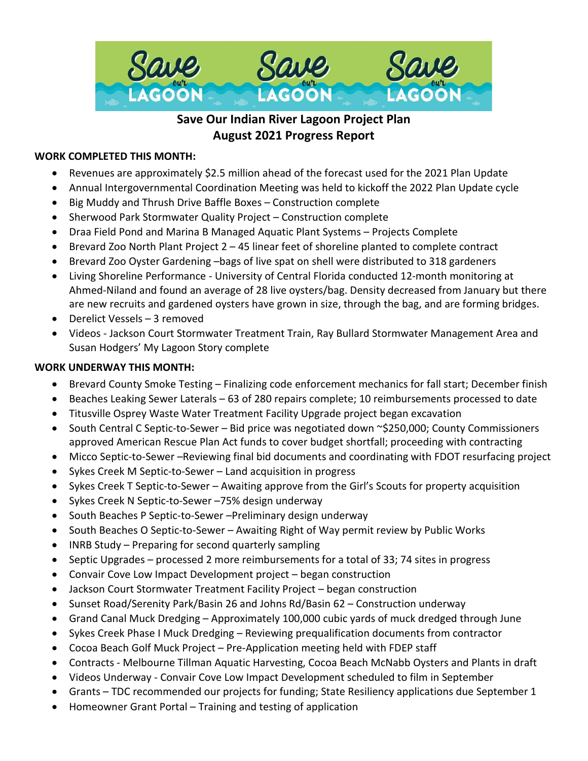# Save Our Indian River Lagoon Project Plan
## August 2021 Progress Report

**WORK COMPLETED THIS MONTH:**

- Revenues are approximately $2.5 million ahead of the forecast used for the 2021 Plan Update
- Annual Intergovernmental Coordination Meeting was held to kickoff the 2022 Plan Update cycle
- Big Muddy and Thrush Drive Baffle Boxes – Construction complete
- Sherwood Park Stormwater Quality Project – Construction complete
- Draa Field Pond and Marina B Managed Aquatic Plant Systems – Projects Complete
- Brevard Zoo North Plant Project 2 – 45 linear feet of shoreline planted to complete contract
- Brevard Zoo Oyster Gardening –bags of live spat on shell were distributed to 318 gardeners
- Living Shoreline Performance - University of Central Florida conducted 12-month monitoring at Ahmed-Niland and found an average of 28 live oysters/bag. Density decreased from January but there are new recruits and gardened oysters have grown in size, through the bag, and are forming bridges.
- Derelict Vessels – 3 removed
- Videos - Jackson Court Stormwater Treatment Train, Ray Bullard Stormwater Management Area and Susan Hodgers' My Lagoon Story complete

**WORK UNDERWAY THIS MONTH:**

- Brevard County Smoke Testing – Finalizing code enforcement mechanics for fall start; December finish
- Beaches Leaking Sewer Laterals – 63 of 280 repairs complete; 10 reimbursements processed to date
- Titusville Osprey Waste Water Treatment Facility Upgrade project began excavation
- South Central C Septic-to-Sewer – Bid price was negotiated down ~$250,000; County Commissioners approved American Rescue Plan Act funds to cover budget shortfall; proceeding with contracting
- Micco Septic-to-Sewer –Reviewing final bid documents and coordinating with FDOT resurfacing project
- Sykes Creek M Septic-to-Sewer – Land acquisition in progress
- Sykes Creek T Septic-to-Sewer – Awaiting approve from the Girl's Scouts for property acquisition
- Sykes Creek N Septic-to-Sewer –75% design underway
- South Beaches P Septic-to-Sewer –Preliminary design underway
- South Beaches O Septic-to-Sewer – Awaiting Right of Way permit review by Public Works
- INRB Study – Preparing for second quarterly sampling
- Septic Upgrades – processed 2 more reimbursements for a total of 33; 74 sites in progress
- Convair Cove Low Impact Development project – began construction
- Jackson Court Stormwater Treatment Facility Project – began construction
- Sunset Road/Serenity Park/Basin 26 and Johns Rd/Basin 62 – Construction underway
- Grand Canal Muck Dredging – Approximately 100,000 cubic yards of muck dredged through June
- Sykes Creek Phase I Muck Dredging – Reviewing prequalification documents from contractor
- Cocoa Beach Golf Muck Project – Pre-Application meeting held with FDEP staff
- Contracts - Melbourne Tillman Aquatic Harvesting, Cocoa Beach McNabb Oysters and Plants in draft
- Videos Underway - Convair Cove Low Impact Development scheduled to film in September
- Grants – TDC recommended our projects for funding; State Resiliency applications due September 1
- Homeowner Grant Portal – Training and testing of application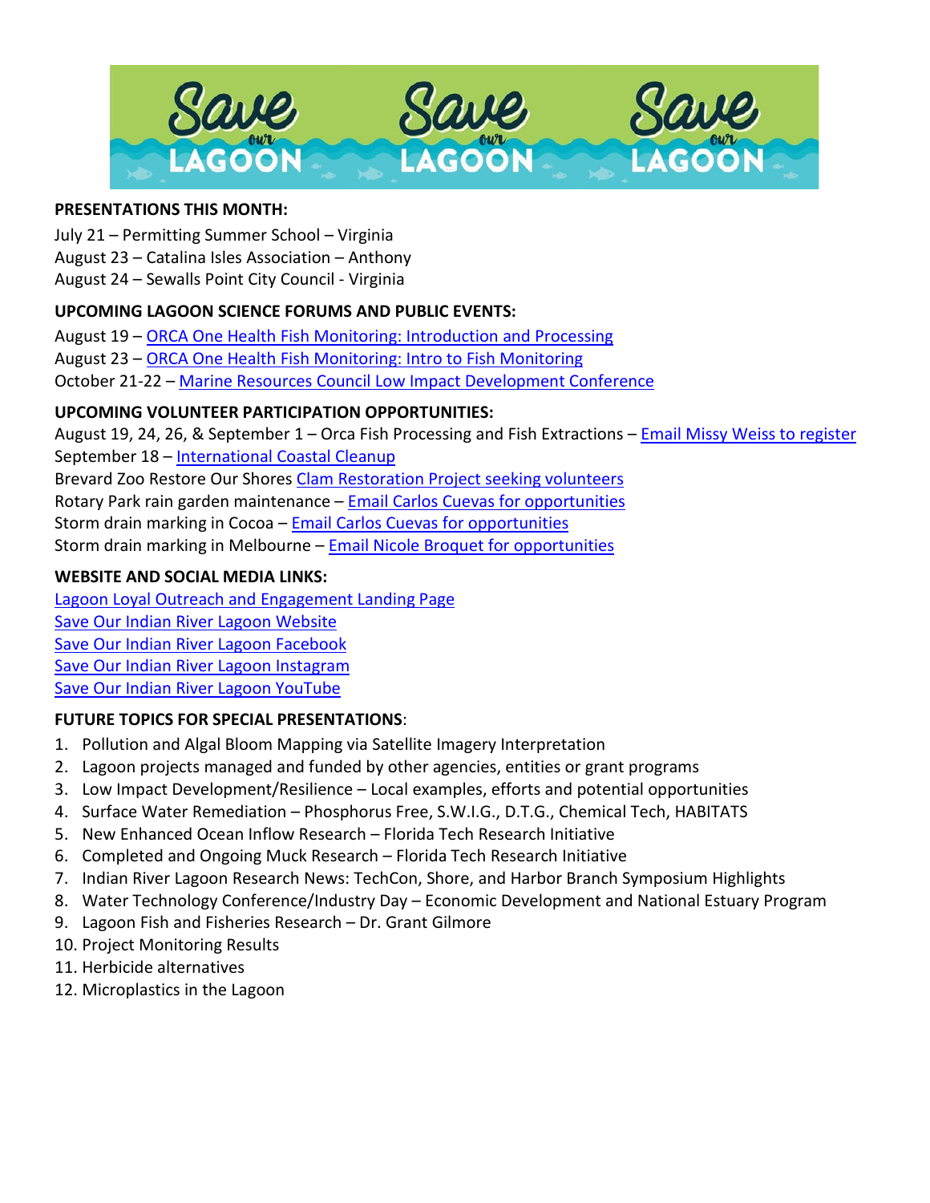**PRESENTATIONS THIS MONTH:**

July 21 – Permitting Summer School – Virginia
August 23 – Catalina Isles Association – Anthony
August 24 – Sewalls Point City Council - Virginia

**UPCOMING LAGOON SCIENCE FORUMS AND PUBLIC EVENTS:**

August 19 – ORCA One Health Fish Monitoring: Introduction and Processing
August 23 – ORCA One Health Fish Monitoring: Intro to Fish Monitoring
October 21-22 – Marine Resources Council Low Impact Development Conference

**UPCOMING VOLUNTEER PARTICIPATION OPPORTUNITIES:**

August 19, 24, 26, & September 1 – Orca Fish Processing and Fish Extractions – Email Missy Weiss to register
September 18 – International Coastal Cleanup
Brevard Zoo Restore Our Shores Clam Restoration Project seeking volunteers
Rotary Park rain garden maintenance – Email Carlos Cuevas for opportunities
Storm drain marking in Cocoa – Email Carlos Cuevas for opportunities
Storm drain marking in Melbourne – Email Nicole Broquet for opportunities

**WEBSITE AND SOCIAL MEDIA LINKS:**

Lagoon Loyal Outreach and Engagement Landing Page
Save Our Indian River Lagoon Website
Save Our Indian River Lagoon Facebook
Save Our Indian River Lagoon Instagram
Save Our Indian River Lagoon YouTube

**FUTURE TOPICS FOR SPECIAL PRESENTATIONS**:

1. Pollution and Algal Bloom Mapping via Satellite Imagery Interpretation
2. Lagoon projects managed and funded by other agencies, entities or grant programs
3. Low Impact Development/Resilience – Local examples, efforts and potential opportunities
4. Surface Water Remediation – Phosphorus Free, S.W.I.G., D.T.G., Chemical Tech, HABITATS
5. New Enhanced Ocean Inflow Research – Florida Tech Research Initiative
6. Completed and Ongoing Muck Research – Florida Tech Research Initiative
7. Indian River Lagoon Research News: TechCon, Shore, and Harbor Branch Symposium Highlights
8. Water Technology Conference/Industry Day – Economic Development and National Estuary Program
9. Lagoon Fish and Fisheries Research – Dr. Grant Gilmore
10. Project Monitoring Results
11. Herbicide alternatives
12. Microplastics in the Lagoon